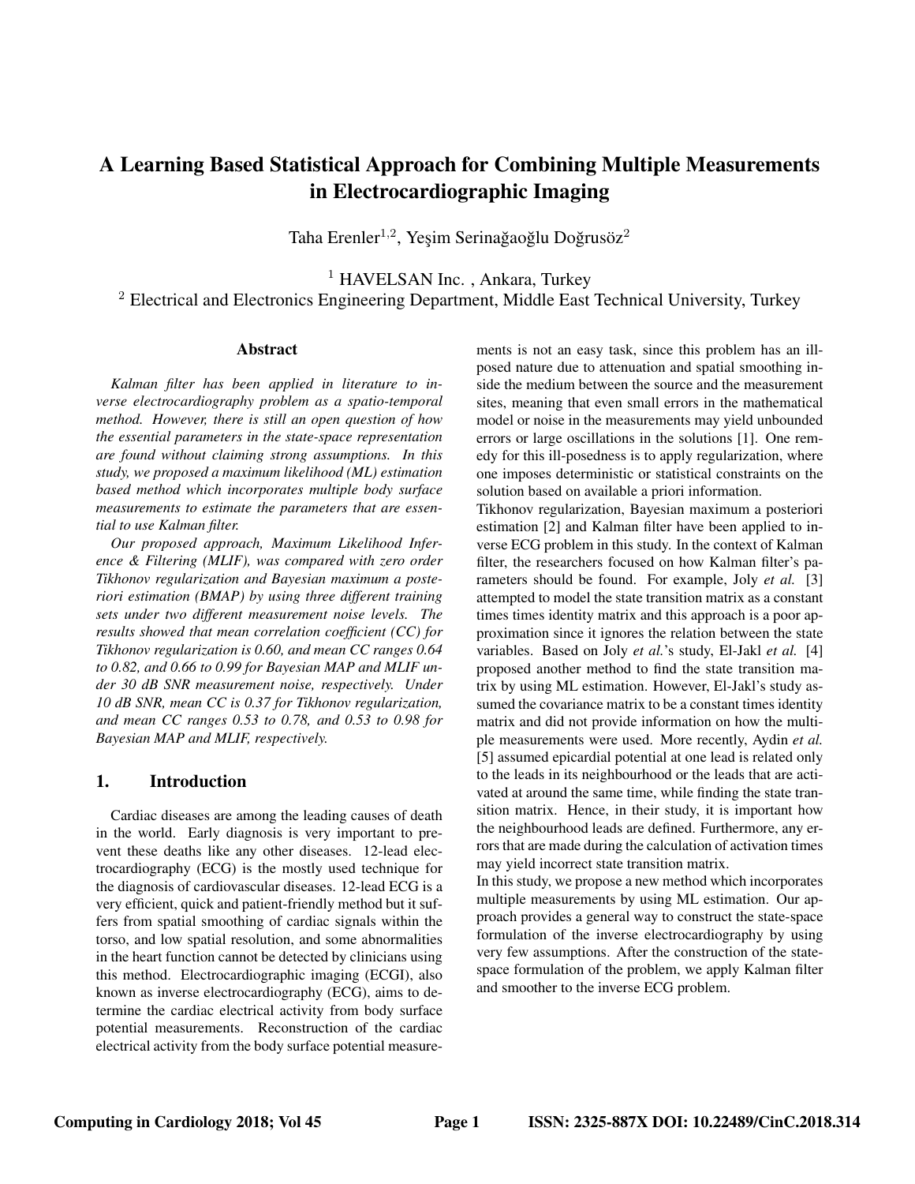# A Learning Based Statistical Approach for Combining Multiple Measurements in Electrocardiographic Imaging

Taha Erenler[1,2], Yeşim Serinağaoğlu Doğrusöz[2]

[1] HAVELSAN Inc. , Ankara, Turkey
[2] Electrical and Electronics Engineering Department, Middle East Technical University, Turkey

## Abstract

*Kalman filter has been applied in literature to inverse electrocardiography problem as a spatio-temporal method. However, there is still an open question of how the essential parameters in the state-space representation are found without claiming strong assumptions. In this study, we proposed a maximum likelihood (ML) estimation based method which incorporates multiple body surface measurements to estimate the parameters that are essential to use Kalman filter.*

*Our proposed approach, Maximum Likelihood Inference & Filtering (MLIF), was compared with zero order Tikhonov regularization and Bayesian maximum a posteriori estimation (BMAP) by using three different training sets under two different measurement noise levels. The results showed that mean correlation coefficient (CC) for Tikhonov regularization is 0.60, and mean CC ranges 0.64 to 0.82, and 0.66 to 0.99 for Bayesian MAP and MLIF under 30 dB SNR measurement noise, respectively. Under 10 dB SNR, mean CC is 0.37 for Tikhonov regularization, and mean CC ranges 0.53 to 0.78, and 0.53 to 0.98 for Bayesian MAP and MLIF, respectively.*

## 1. Introduction

Cardiac diseases are among the leading causes of death in the world. Early diagnosis is very important to prevent these deaths like any other diseases. 12-lead electrocardiography (ECG) is the mostly used technique for the diagnosis of cardiovascular diseases. 12-lead ECG is a very efficient, quick and patient-friendly method but it suffers from spatial smoothing of cardiac signals within the torso, and low spatial resolution, and some abnormalities in the heart function cannot be detected by clinicians using this method. Electrocardiographic imaging (ECGI), also known as inverse electrocardiography (ECG), aims to determine the cardiac electrical activity from body surface potential measurements. Reconstruction of the cardiac electrical activity from the body surface potential measurements is not an easy task, since this problem has an ill-posed nature due to attenuation and spatial smoothing inside the medium between the source and the measurement sites, meaning that even small errors in the mathematical model or noise in the measurements may yield unbounded errors or large oscillations in the solutions [1]. One remedy for this ill-posedness is to apply regularization, where one imposes deterministic or statistical constraints on the solution based on available a priori information.

Tikhonov regularization, Bayesian maximum a posteriori estimation [2] and Kalman filter have been applied to inverse ECG problem in this study. In the context of Kalman filter, the researchers focused on how Kalman filter's parameters should be found. For example, Joly *et al.* [3] attempted to model the state transition matrix as a constant times times identity matrix and this approach is a poor approximation since it ignores the relation between the state variables. Based on Joly *et al.*'s study, El-Jakl *et al.* [4] proposed another method to find the state transition matrix by using ML estimation. However, El-Jakl's study assumed the covariance matrix to be a constant times identity matrix and did not provide information on how the multiple measurements were used. More recently, Aydin *et al.* [5] assumed epicardial potential at one lead is related only to the leads in its neighbourhood or the leads that are activated at around the same time, while finding the state transition matrix. Hence, in their study, it is important how the neighbourhood leads are defined. Furthermore, any errors that are made during the calculation of activation times may yield incorrect state transition matrix.

In this study, we propose a new method which incorporates multiple measurements by using ML estimation. Our approach provides a general way to construct the state-space formulation of the inverse electrocardiography by using very few assumptions. After the construction of the state-space formulation of the problem, we apply Kalman filter and smoother to the inverse ECG problem.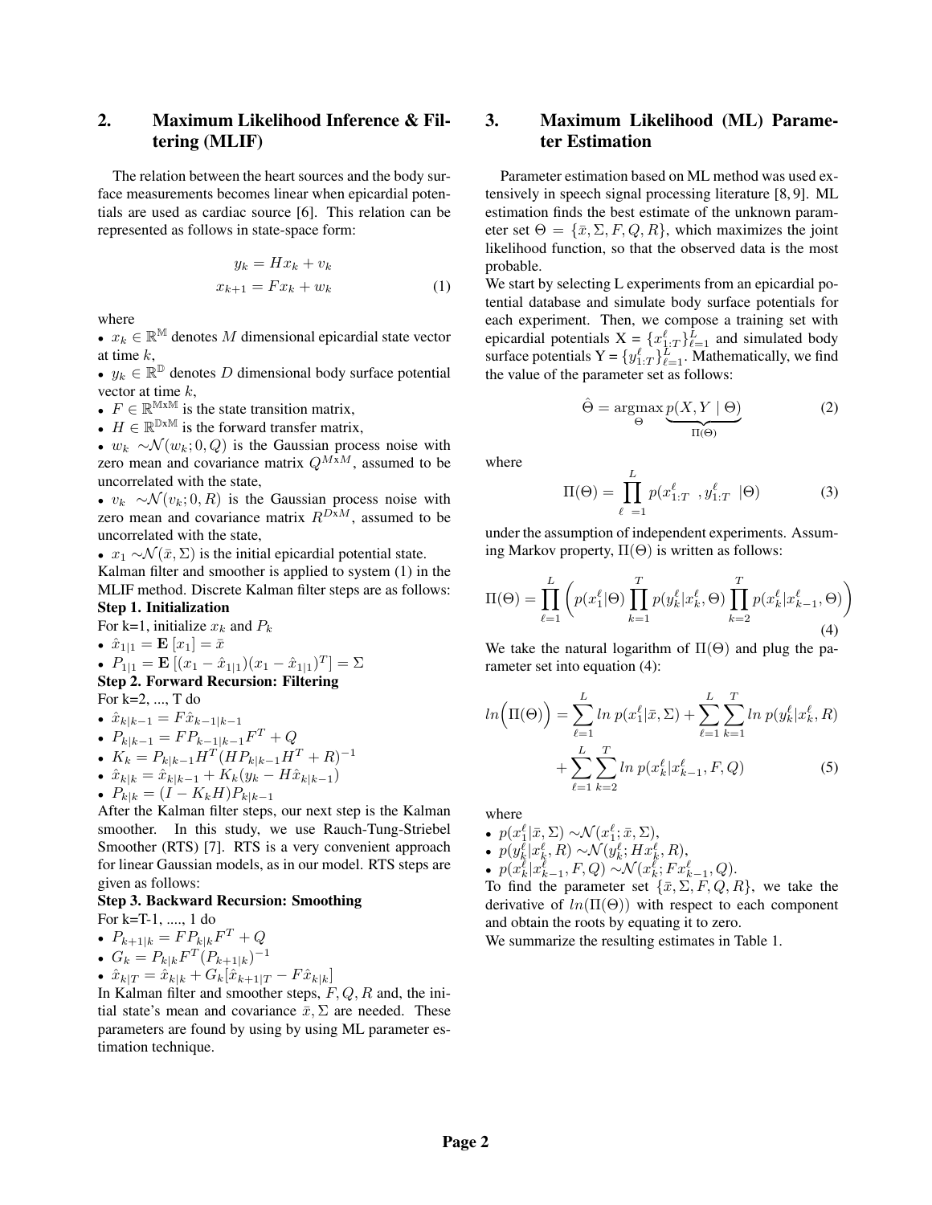## 2. Maximum Likelihood Inference & Filtering (MLIF)

The relation between the heart sources and the body surface measurements becomes linear when epicardial potentials are used as cardiac source [6]. This relation can be represented as follows in state-space form:

$$
\begin{aligned}
y_k &= Hx_k + v_k \\
x_{k+1} &= Fx_k + w_k
\end{aligned}
\tag{1}
$$

where

- $x_k \in \mathbb{R}^{\mathbb{M}}$ denotes $M$ dimensional epicardial state vector at time $k$,
- $y_k \in \mathbb{R}^{\mathbb{D}}$ denotes $D$ dimensional body surface potential vector at time $k$,
- $F \in \mathbb{R}^{\mathbb{M}x\mathbb{M}}$ is the state transition matrix,
- $H \in \mathbb{R}^{\mathbb{D}x\mathbb{M}}$ is the forward transfer matrix,
- $w_k \sim\mathcal{N}(w_k; 0, Q)$ is the Gaussian process noise with zero mean and covariance matrix $Q^{MxM}$, assumed to be uncorrelated with the state,
- $v_k \sim\mathcal{N}(v_k; 0, R)$ is the Gaussian process noise with zero mean and covariance matrix $R^{DxM}$, assumed to be uncorrelated with the state,
- $x_1 \sim\mathcal{N}(\bar{x}, \Sigma)$ is the initial epicardial potential state.

Kalman filter and smoother is applied to system (1) in the MLIF method. Discrete Kalman filter steps are as follows:

**Step 1. Initialization**

For k=1, initialize $x_k$ and $P_k$

- $\hat{x}_{1|1} = \mathbf{E}\left[x_1\right] = \bar{x}$
- $P_{1|1} = \mathbf{E}\left[(x_1 - \hat{x}_{1|1})(x_1 - \hat{x}_{1|1})^T\right] = \Sigma$

**Step 2. Forward Recursion: Filtering**

For k=2, ..., T do

- $\hat{x}_{k|k-1} = F\hat{x}_{k-1|k-1}$
- $P_{k|k-1} = FP_{k-1|k-1}F^T + Q$
- $K_k = P_{k|k-1}H^T(HP_{k|k-1}H^T + R)^{-1}$
- $\hat{x}_{k|k} = \hat{x}_{k|k-1} + K_k(y_k - H\hat{x}_{k|k-1})$
- $P_{k|k} = (I - K_kH)P_{k|k-1}$

After the Kalman filter steps, our next step is the Kalman smoother. In this study, we use Rauch-Tung-Striebel Smoother (RTS) [7]. RTS is a very convenient approach for linear Gaussian models, as in our model. RTS steps are given as follows:

**Step 3. Backward Recursion: Smoothing**

For k=T-1, ...., 1 do

- $P_{k+1|k} = FP_{k|k}F^T + Q$
- $G_k = P_{k|k}F^T(P_{k+1|k})^{-1}$
- $\hat{x}_{k|T} = \hat{x}_{k|k} + G_k[\hat{x}_{k+1|T} - F\hat{x}_{k|k}]$

In Kalman filter and smoother steps, $F, Q, R$ and, the initial state's mean and covariance $\bar{x}, \Sigma$ are needed. These parameters are found by using by using ML parameter estimation technique.

## 3. Maximum Likelihood (ML) Parameter Estimation

Parameter estimation based on ML method was used extensively in speech signal processing literature [8, 9]. ML estimation finds the best estimate of the unknown parameter set $\Theta = \{\bar{x}, \Sigma, F, Q, R\}$, which maximizes the joint likelihood function, so that the observed data is the most probable.

We start by selecting L experiments from an epicardial potential database and simulate body surface potentials for each experiment. Then, we compose a training set with epicardial potentials X = $\{x_{1:T}^{\ell}\}_{\ell=1}^{L}$ and simulated body surface potentials Y = $\{y_{1:T}^{\ell}\}_{\ell=1}^{L}$. Mathematically, we find the value of the parameter set as follows:

$$
\hat{\Theta} = \underset{\Theta}{\operatorname{argmax}} \underbrace{p(X, Y \mid \Theta)}_{\Pi(\Theta)} \tag{2}
$$

where

$$
\Pi(\Theta) = \prod_{\ell=1}^{L} p(x_{1:T}^{\ell}, y_{1:T}^{\ell} \mid \Theta) \tag{3}
$$

under the assumption of independent experiments. Assuming Markov property, $\Pi(\Theta)$ is written as follows:

$$
\Pi(\Theta) = \prod_{\ell=1}^{L} \left( p(x_1^{\ell}|\Theta) \prod_{k=1}^{T} p(y_k^{\ell}|x_k^{\ell}, \Theta) \prod_{k=2}^{T} p(x_k^{\ell}|x_{k-1}^{\ell}, \Theta) \right) \tag{4}
$$

We take the natural logarithm of $\Pi(\Theta)$ and plug the parameter set into equation (4):

$$
\begin{aligned}
ln\Big(\Pi(\Theta)\Big) &= \sum_{\ell=1}^{L} ln\ p(x_1^{\ell}|\bar{x}, \Sigma) + \sum_{\ell=1}^{L}\sum_{k=1}^{T} ln\ p(y_k^{\ell}|x_k^{\ell}, R) \\
&+ \sum_{\ell=1}^{L}\sum_{k=2}^{T} ln\ p(x_k^{\ell}|x_{k-1}^{\ell}, F, Q)
\end{aligned}
\tag{5}
$$

where

- $p(x_1^{\ell}|\bar{x}, \Sigma) \sim\mathcal{N}(x_1^{\ell}; \bar{x}, \Sigma)$,
- $p(y_k^{\ell}|x_k^{\ell}, R) \sim\mathcal{N}(y_k^{\ell}; Hx_k^{\ell}, R)$,
- $p(x_k^{\ell}|x_{k-1}^{\ell}, F, Q) \sim\mathcal{N}(x_k^{\ell}; Fx_{k-1}^{\ell}, Q)$.

To find the parameter set $\{\bar{x}, \Sigma, F, Q, R\}$, we take the derivative of $ln(\Pi(\Theta))$ with respect to each component and obtain the roots by equating it to zero.

We summarize the resulting estimates in Table 1.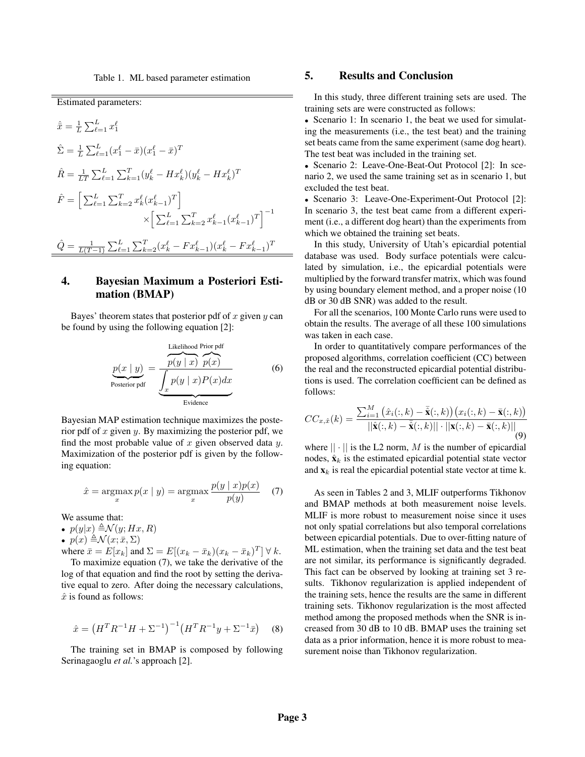Table 1. ML based parameter estimation

Estimated parameters:

$$\hat{\bar{x}} = \frac{1}{L}\sum_{\ell=1}^{L} x_1^\ell$$

$$\hat{\Sigma} = \frac{1}{L}\sum_{\ell=1}^{L}(x_1^\ell - \bar{x})(x_1^\ell - \bar{x})^T$$

$$\hat{R} = \frac{1}{LT}\sum_{\ell=1}^{L}\sum_{k=1}^{T}(y_k^\ell - Hx_k^\ell)(y_k^\ell - Hx_k^\ell)^T$$

$$\hat{F} = \Big[\sum_{\ell=1}^{L}\sum_{k=2}^{T} x_k^\ell (x_{k-1}^\ell)^T\Big] \times \Big[\sum_{\ell=1}^{L}\sum_{k=2}^{T} x_{k-1}^\ell (x_{k-1}^\ell)^T\Big]^{-1}$$

$$\hat{Q} = \frac{1}{L(T-1)}\sum_{\ell=1}^{L}\sum_{k=2}^{T}(x_k^\ell - Fx_{k-1}^\ell)(x_k^\ell - Fx_{k-1}^\ell)^T$$

## 4. Bayesian Maximum a Posteriori Estimation (BMAP)

Bayes' theorem states that posterior pdf of $x$ given $y$ can be found by using the following equation [2]:

$$\underbrace{p(x \mid y)}_{\text{Posterior pdf}} = \frac{\overbrace{p(y \mid x)}^{\text{Likelihood}}\ \overbrace{p(x)}^{\text{Prior pdf}}}{\underbrace{\int_x p(y \mid x)P(x)dx}_{\text{Evidence}}} \quad (6)$$

Bayesian MAP estimation technique maximizes the posterior pdf of $x$ given $y$. By maximizing the posterior pdf, we find the most probable value of $x$ given observed data $y$. Maximization of the posterior pdf is given by the following equation:

$$\hat{x} = \operatorname*{argmax}_x p(x \mid y) = \operatorname*{argmax}_x \frac{p(y \mid x)p(x)}{p(y)} \quad (7)$$

We assume that:

- $p(y|x) \triangleq \mathcal{N}(y; Hx, R)$
- $p(x) \triangleq \mathcal{N}(x; \bar{x}, \Sigma)$

where $\bar{x} = E[x_k]$ and $\Sigma = E[(x_k - \bar{x}_k)(x_k - \bar{x}_k)^T] \ \forall\ k$.

To maximize equation (7), we take the derivative of the log of that equation and find the root by setting the derivative equal to zero. After doing the necessary calculations, $\hat{x}$ is found as follows:

$$\hat{x} = \left(H^T R^{-1} H + \Sigma^{-1}\right)^{-1}\left(H^T R^{-1} y + \Sigma^{-1}\bar{x}\right) \quad (8)$$

The training set in BMAP is composed by following Serinagaoglu *et al.*'s approach [2].

## 5. Results and Conclusion

In this study, three different training sets are used. The training sets are were constructed as follows:

- Scenario 1: In scenario 1, the beat we used for simulating the measurements (i.e., the test beat) and the training set beats came from the same experiment (same dog heart). The test beat was included in the training set.
- Scenario 2: Leave-One-Beat-Out Protocol [2]: In scenario 2, we used the same training set as in scenario 1, but excluded the test beat.
- Scenario 3: Leave-One-Experiment-Out Protocol [2]: In scenario 3, the test beat came from a different experiment (i.e., a different dog heart) than the experiments from which we obtained the training set beats.

In this study, University of Utah's epicardial potential database was used. Body surface potentials were calculated by simulation, i.e., the epicardial potentials were multiplied by the forward transfer matrix, which was found by using boundary element method, and a proper noise (10 dB or 30 dB SNR) was added to the result.

For all the scenarios, 100 Monte Carlo runs were used to obtain the results. The average of all these 100 simulations was taken in each case.

In order to quantitatively compare performances of the proposed algorithms, correlation coefficient (CC) between the real and the reconstructed epicardial potential distributions is used. The correlation coefficient can be defined as follows:

$$CC_{x,\hat{x}}(k) = \frac{\sum_{i=1}^{M}\left(\hat{x}_i(:,k) - \bar{\hat{\mathbf{x}}}(:,k)\right)\left(x_i(:,k) - \bar{\mathbf{x}}(:,k)\right)}{||\hat{\mathbf{x}}(:,k) - \bar{\hat{\mathbf{x}}}(:,k)|| \cdot ||\mathbf{x}(:,k) - \bar{\mathbf{x}}(:,k)||} \quad (9)$$

where $||\cdot||$ is the L2 norm, $M$ is the number of epicardial nodes, $\hat{\mathbf{x}}_k$ is the estimated epicardial potential state vector and $\mathbf{x}_k$ is real the epicardial potential state vector at time k.

As seen in Tables 2 and 3, MLIF outperforms Tikhonov and BMAP methods at both measurement noise levels. MLIF is more robust to measurement noise since it uses not only spatial correlations but also temporal correlations between epicardial potentials. Due to over-fitting nature of ML estimation, when the training set data and the test beat are not similar, its performance is significantly degraded. This fact can be observed by looking at training set 3 results. Tikhonov regularization is applied independent of the training sets, hence the results are the same in different training sets. Tikhonov regularization is the most affected method among the proposed methods when the SNR is increased from 30 dB to 10 dB. BMAP uses the training set data as a prior information, hence it is more robust to measurement noise than Tikhonov regularization.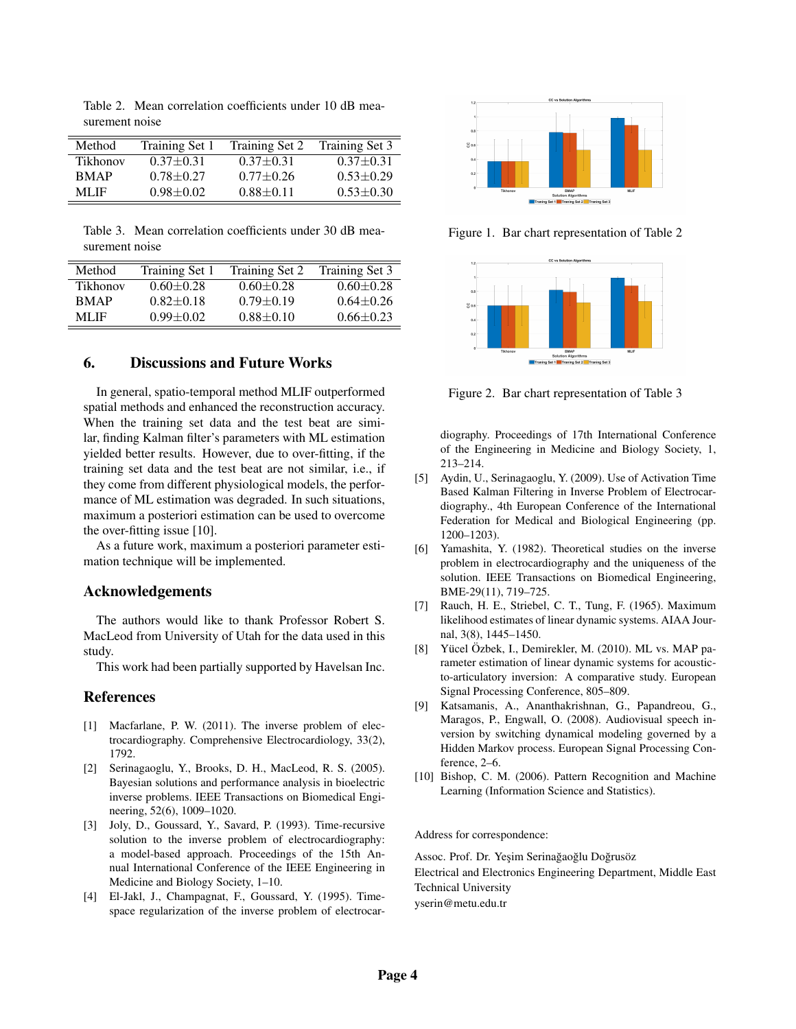Table 2. Mean correlation coefficients under 10 dB measurement noise

| Method | Training Set 1 | Training Set 2 | Training Set 3 |
|---|---|---|---|
| Tikhonov | 0.37±0.31 | 0.37±0.31 | 0.37±0.31 |
| BMAP | 0.78±0.27 | 0.77±0.26 | 0.53±0.29 |
| MLIF | 0.98±0.02 | 0.88±0.11 | 0.53±0.30 |

Table 3. Mean correlation coefficients under 30 dB measurement noise

| Method | Training Set 1 | Training Set 2 | Training Set 3 |
|---|---|---|---|
| Tikhonov | 0.60±0.28 | 0.60±0.28 | 0.60±0.28 |
| BMAP | 0.82±0.18 | 0.79±0.19 | 0.64±0.26 |
| MLIF | 0.99±0.02 | 0.88±0.10 | 0.66±0.23 |

## 6. Discussions and Future Works

In general, spatio-temporal method MLIF outperformed spatial methods and enhanced the reconstruction accuracy. When the training set data and the test beat are similar, finding Kalman filter's parameters with ML estimation yielded better results. However, due to over-fitting, if the training set data and the test beat are not similar, i.e., if they come from different physiological models, the performance of ML estimation was degraded. In such situations, maximum a posteriori estimation can be used to overcome the over-fitting issue [10].

As a future work, maximum a posteriori parameter estimation technique will be implemented.

## Acknowledgements

The authors would like to thank Professor Robert S. MacLeod from University of Utah for the data used in this study.

This work had been partially supported by Havelsan Inc.

## References

[1] Macfarlane, P. W. (2011). The inverse problem of electrocardiography. Comprehensive Electrocardiology, 33(2), 1792.

[2] Serinagaoglu, Y., Brooks, D. H., MacLeod, R. S. (2005). Bayesian solutions and performance analysis in bioelectric inverse problems. IEEE Transactions on Biomedical Engineering, 52(6), 1009–1020.

[3] Joly, D., Goussard, Y., Savard, P. (1993). Time-recursive solution to the inverse problem of electrocardiography: a model-based approach. Proceedings of the 15th Annual International Conference of the IEEE Engineering in Medicine and Biology Society, 1–10.

[4] El-Jakl, J., Champagnat, F., Goussard, Y. (1995). Time-space regularization of the inverse problem of electrocardiography. Proceedings of 17th International Conference of the Engineering in Medicine and Biology Society, 1, 213–214.

[5] Aydin, U., Serinagaoglu, Y. (2009). Use of Activation Time Based Kalman Filtering in Inverse Problem of Electrocardiography., 4th European Conference of the International Federation for Medical and Biological Engineering (pp. 1200–1203).

[6] Yamashita, Y. (1982). Theoretical studies on the inverse problem in electrocardiography and the uniqueness of the solution. IEEE Transactions on Biomedical Engineering, BME-29(11), 719–725.

[7] Rauch, H. E., Striebel, C. T., Tung, F. (1965). Maximum likelihood estimates of linear dynamic systems. AIAA Journal, 3(8), 1445–1450.

[8] Yücel Özbek, I., Demirekler, M. (2010). ML vs. MAP parameter estimation of linear dynamic systems for acoustic-to-articulatory inversion: A comparative study. European Signal Processing Conference, 805–809.

[9] Katsamanis, A., Ananthakrishnan, G., Papandreou, G., Maragos, P., Engwall, O. (2008). Audiovisual speech inversion by switching dynamical modeling governed by a Hidden Markov process. European Signal Processing Conference, 2–6.

[10] Bishop, C. M. (2006). Pattern Recognition and Machine Learning (Information Science and Statistics).

CC vs Solution Algorithms

CC

Tikhonov BMAP MLIF

Solution Algorithms

Traning Set 1 Traning Set 2 Traning Set 3

Figure 1. Bar chart representation of Table 2

CC vs Solution Algorithms

CC

Tikhonov BMAP MLIF

Solution Algorithms

Traning Set 1 Traning Set 2 Traning Set 3

Figure 2. Bar chart representation of Table 3

Address for correspondence:

Assoc. Prof. Dr. Yeşim Serinağaoğlu Doğrusöz
Electrical and Electronics Engineering Department, Middle East Technical University
yserin@metu.edu.tr